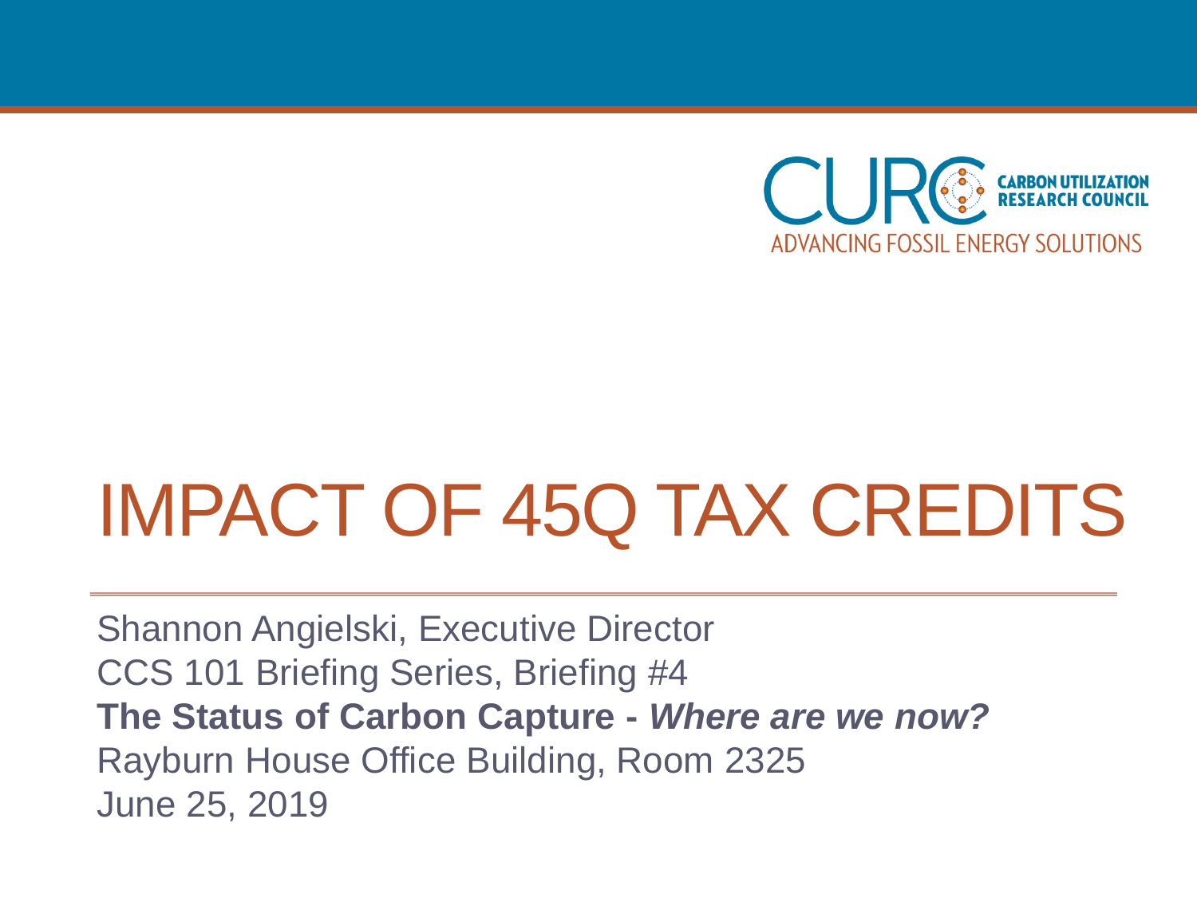CURC CARBON UTILIZATION RESEARCH COUNCIL

ADVANCING FOSSIL ENERGY SOLUTIONS

# IMPACT OF 45Q TAX CREDITS

Shannon Angielski, Executive Director

CCS 101 Briefing Series, Briefing #4

**The Status of Carbon Capture -** ***Where are we now?***

Rayburn House Office Building, Room 2325

June 25, 2019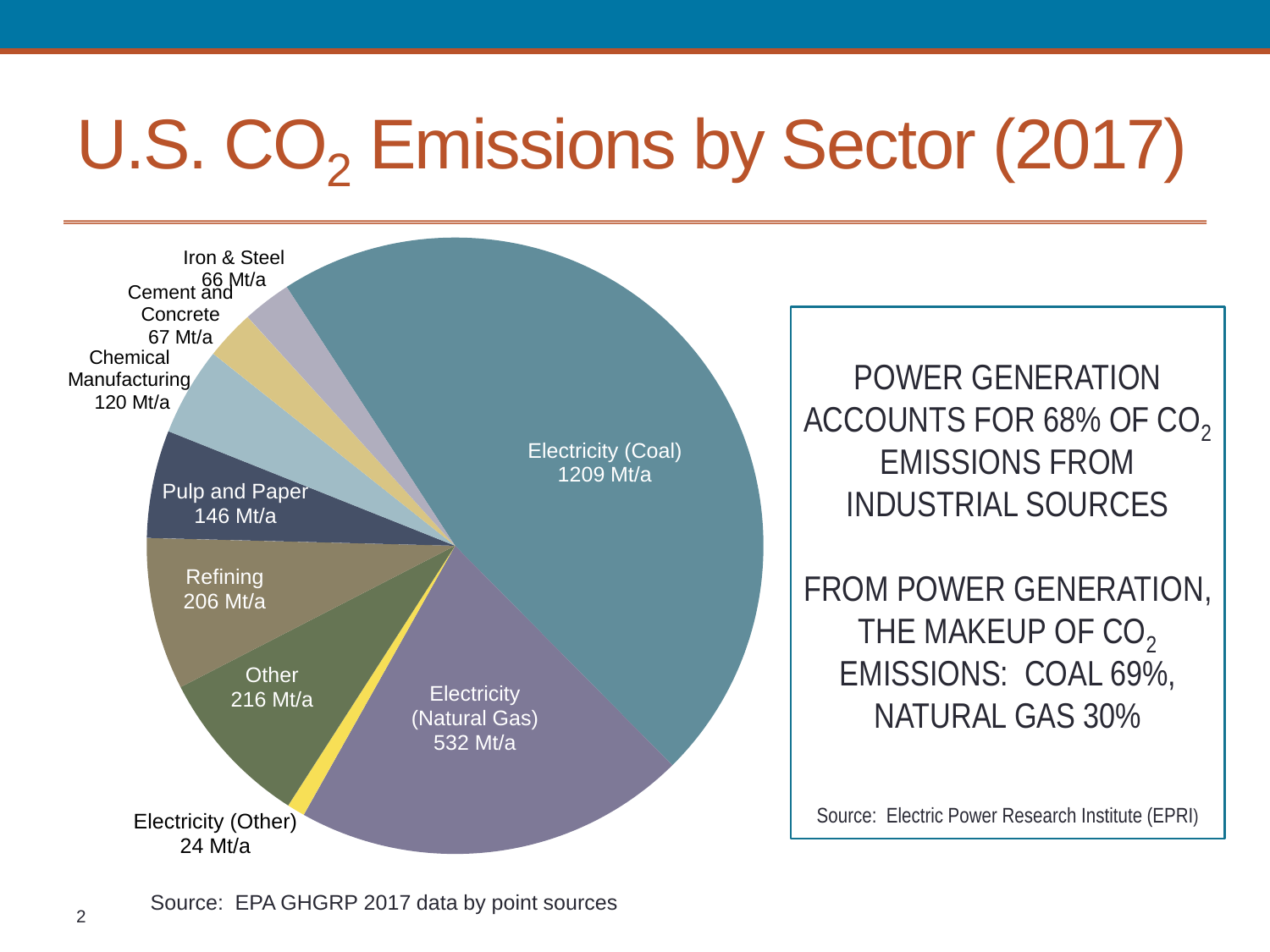# U.S. $CO_2$ Emissions by Sector (2017)

Iron & Steel 66 Mt/a

Cement and Concrete 67 Mt/a

Chemical Manufacturing 120 Mt/a

Pulp and Paper 146 Mt/a

Refining 206 Mt/a

Other 216 Mt/a

Electricity (Other) 24 Mt/a

Electricity (Natural Gas) 532 Mt/a

Electricity (Coal) 1209 Mt/a

POWER GENERATION ACCOUNTS FOR 68% OF $CO_2$ EMISSIONS FROM INDUSTRIAL SOURCES

FROM POWER GENERATION, THE MAKEUP OF $CO_2$ EMISSIONS: COAL 69%, NATURAL GAS 30%

Source: Electric Power Research Institute (EPRI)

Source: EPA GHGRP 2017 data by point sources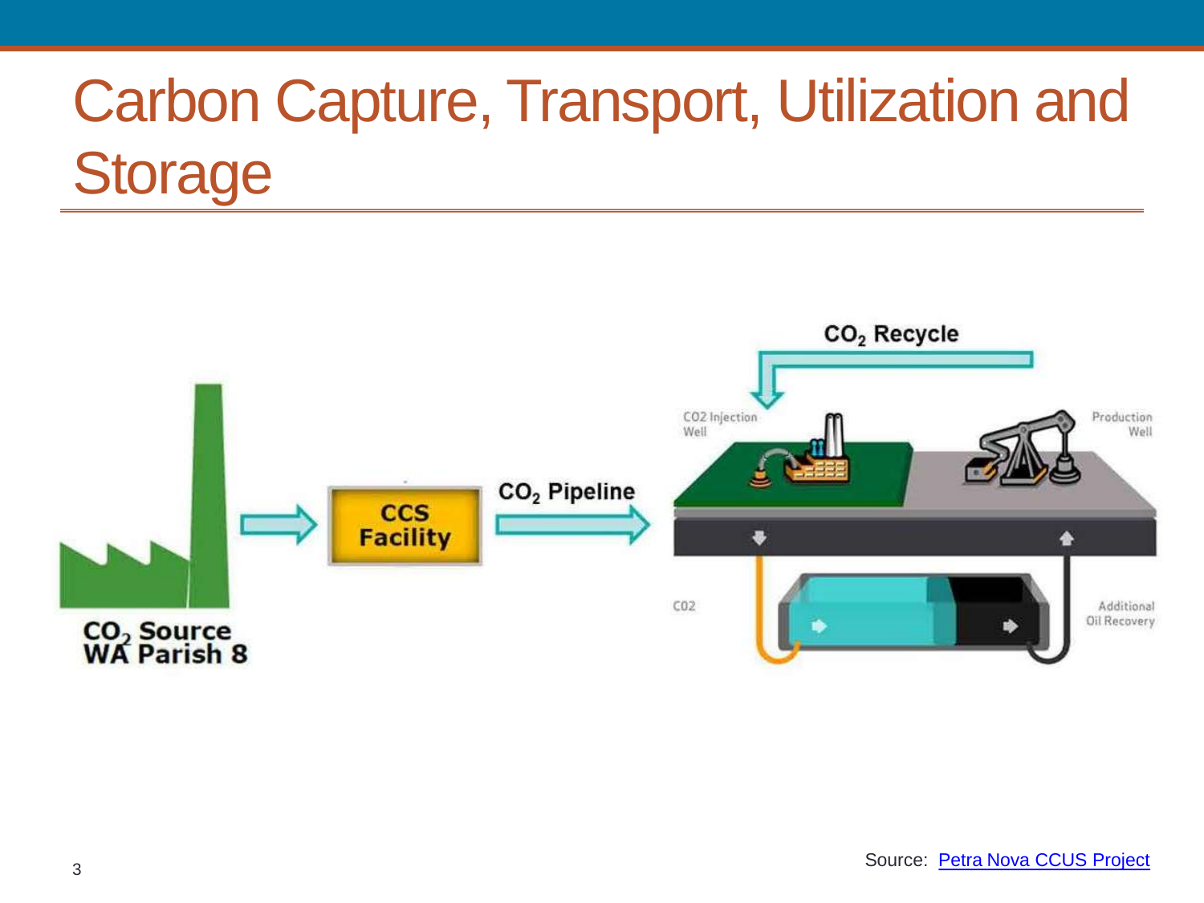# Carbon Capture, Transport, Utilization and Storage

$CO_2$ Source
WA Parish 8

CCS Facility

$CO_2$ Pipeline

$CO_2$ Recycle

CO2 Injection Well

Production Well

CO2

Additional Oil Recovery

Source: [Petra Nova CCUS Project]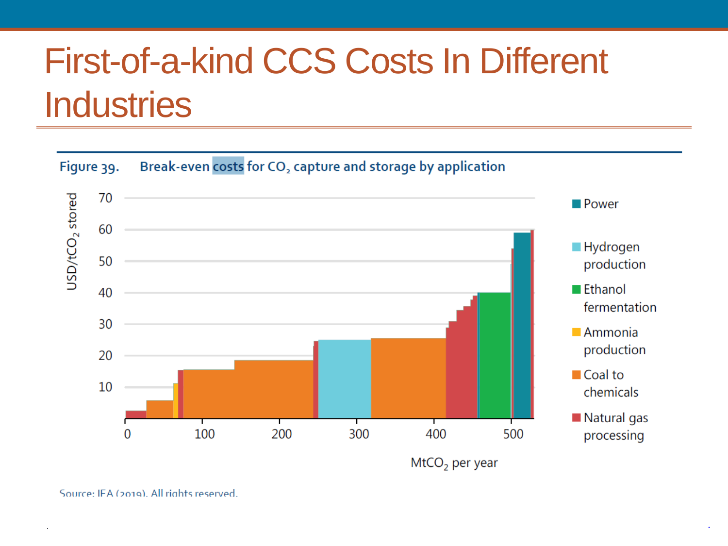# First-of-a-kind CCS Costs In Different Industries

Figure 39. Break-even costs for $CO_2$ capture and storage by application

USD/t$CO_2$ stored

70
60
50
40
30
20
10

0 100 200 300 400 500

Mt$CO_2$ per year

- Power
- Hydrogen production
- Ethanol fermentation
- Ammonia production
- Coal to chemicals
- Natural gas processing

Source: IEA (2019). All rights reserved.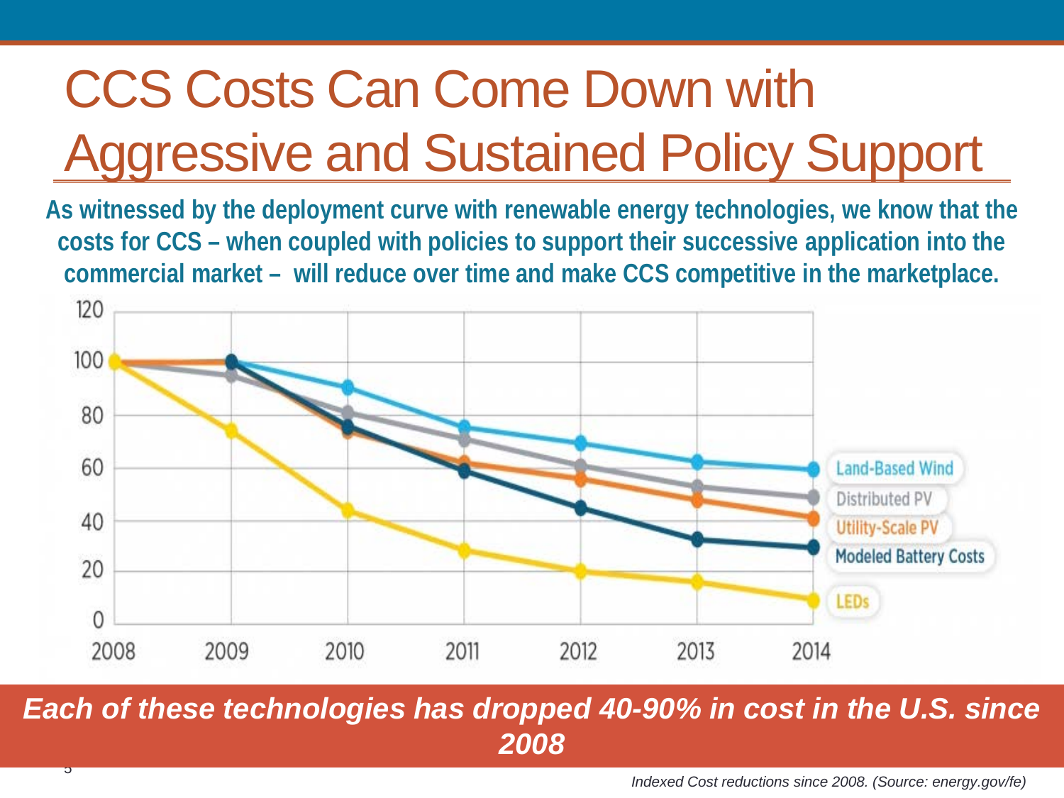# CCS Costs Can Come Down with Aggressive and Sustained Policy Support

**As witnessed by the deployment curve with renewable energy technologies, we know that the costs for CCS – when coupled with policies to support their successive application into the commercial market – will reduce over time and make CCS competitive in the marketplace.**

***Each of these technologies has dropped 40-90% in cost in the U.S. since 2008***

*Indexed Cost reductions since 2008. (Source: energy.gov/fe)*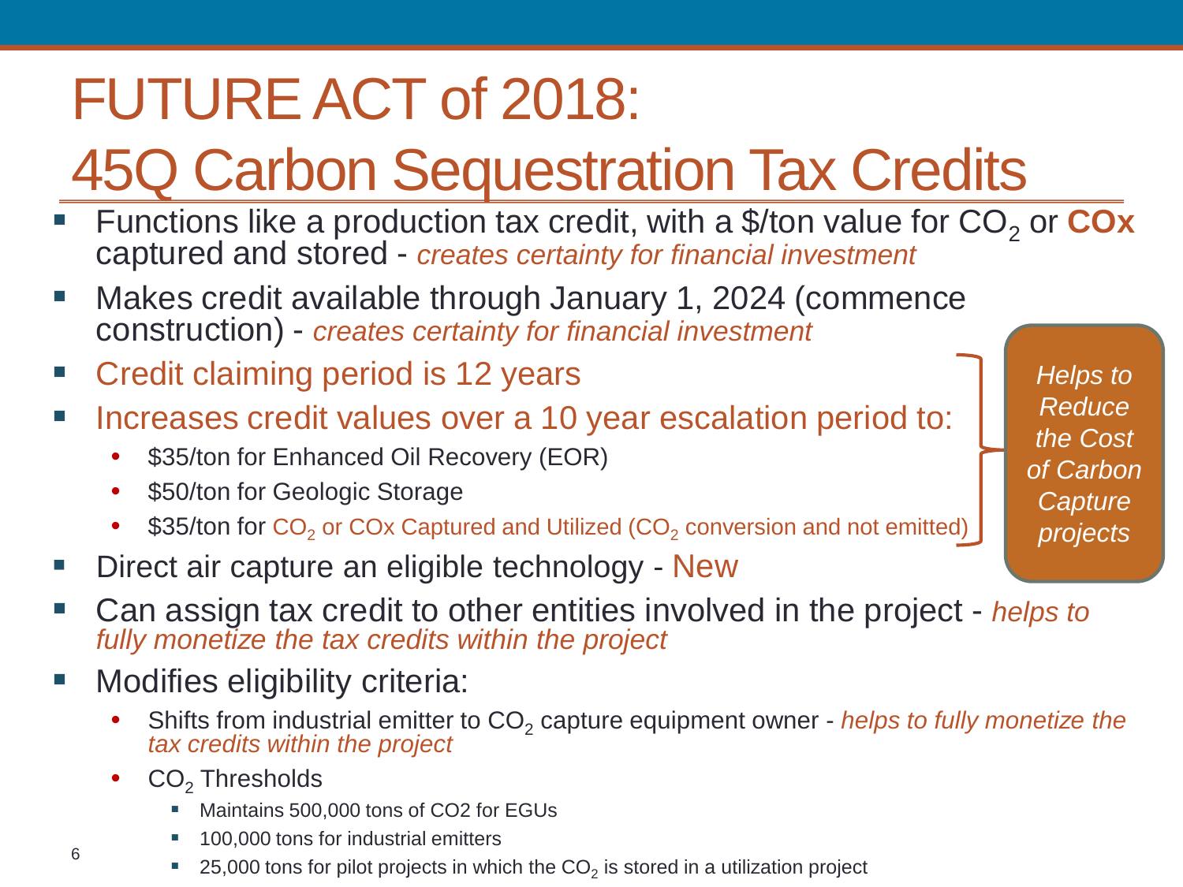# FUTURE ACT of 2018: 45Q Carbon Sequestration Tax Credits

- Functions like a production tax credit, with a $/ton value for $CO_2$ or **COx** captured and stored - *creates certainty for financial investment*
- Makes credit available through January 1, 2024 (commence construction) - *creates certainty for financial investment*
- Credit claiming period is 12 years
- Increases credit values over a 10 year escalation period to:
  - $35/ton for Enhanced Oil Recovery (EOR)
  - $50/ton for Geologic Storage
  - $35/ton for $CO_2$ or COx Captured and Utilized ($CO_2$ conversion and not emitted)

*Helps to Reduce the Cost of Carbon Capture projects*

- Direct air capture an eligible technology - New
- Can assign tax credit to other entities involved in the project - *helps to fully monetize the tax credits within the project*
- Modifies eligibility criteria:
  - Shifts from industrial emitter to $CO_2$ capture equipment owner - *helps to fully monetize the tax credits within the project*
  - $CO_2$ Thresholds
    - Maintains 500,000 tons of CO2 for EGUs
    - 100,000 tons for industrial emitters
    - 25,000 tons for pilot projects in which the $CO_2$ is stored in a utilization project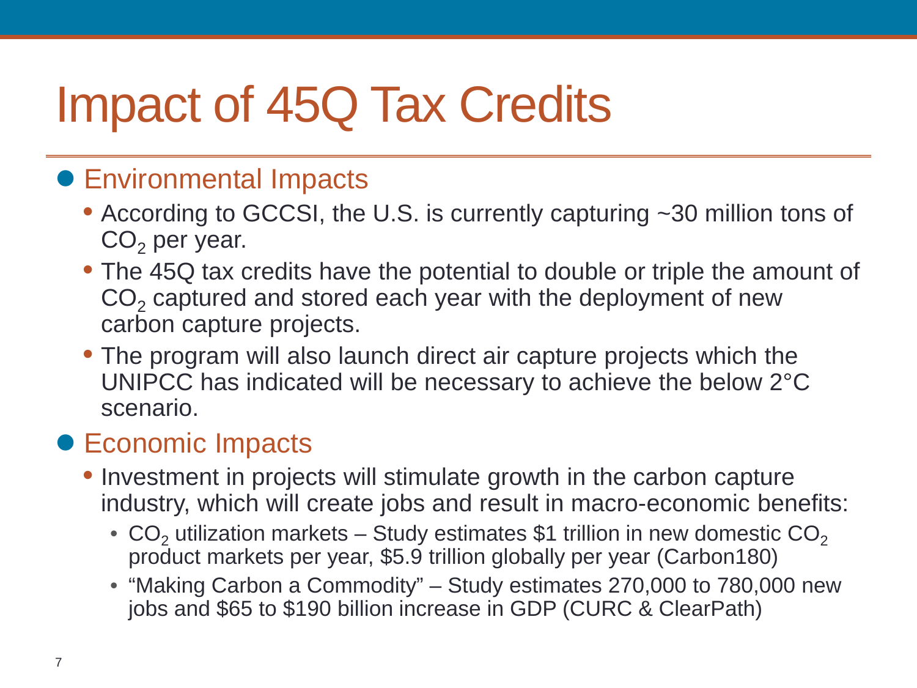# Impact of 45Q Tax Credits

- Environmental Impacts
  - According to GCCSI, the U.S. is currently capturing ~30 million tons of $CO_2$ per year.
  - The 45Q tax credits have the potential to double or triple the amount of $CO_2$ captured and stored each year with the deployment of new carbon capture projects.
  - The program will also launch direct air capture projects which the UNIPCC has indicated will be necessary to achieve the below 2°C scenario.
- Economic Impacts
  - Investment in projects will stimulate growth in the carbon capture industry, which will create jobs and result in macro-economic benefits:
    - $CO_2$ utilization markets – Study estimates $1 trillion in new domestic $CO_2$ product markets per year, $5.9 trillion globally per year (Carbon180)
    - "Making Carbon a Commodity" – Study estimates 270,000 to 780,000 new jobs and $65 to $190 billion increase in GDP (CURC & ClearPath)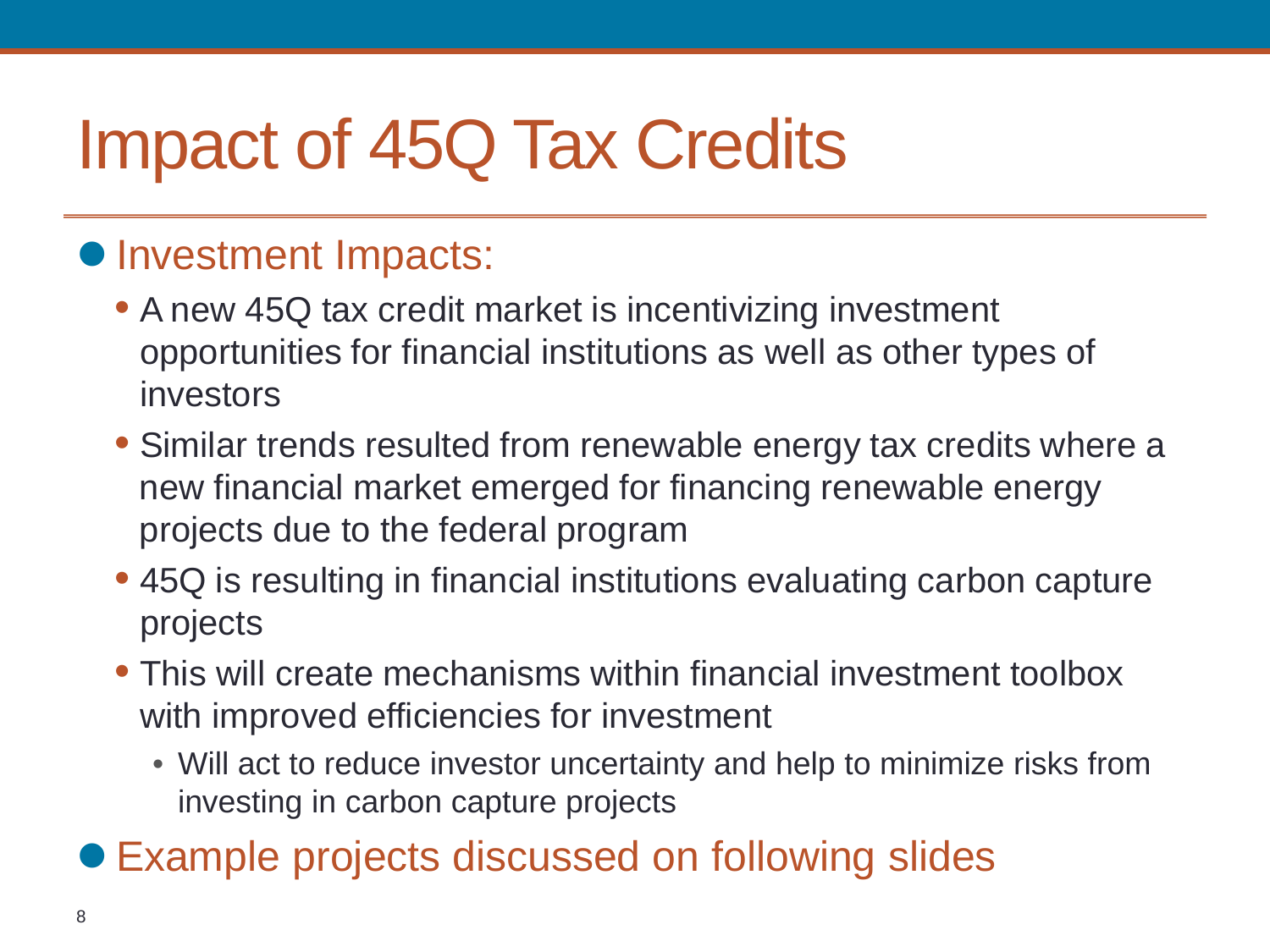# Impact of 45Q Tax Credits

- Investment Impacts:
  - A new 45Q tax credit market is incentivizing investment opportunities for financial institutions as well as other types of investors
  - Similar trends resulted from renewable energy tax credits where a new financial market emerged for financing renewable energy projects due to the federal program
  - 45Q is resulting in financial institutions evaluating carbon capture projects
  - This will create mechanisms within financial investment toolbox with improved efficiencies for investment
    - Will act to reduce investor uncertainty and help to minimize risks from investing in carbon capture projects
- Example projects discussed on following slides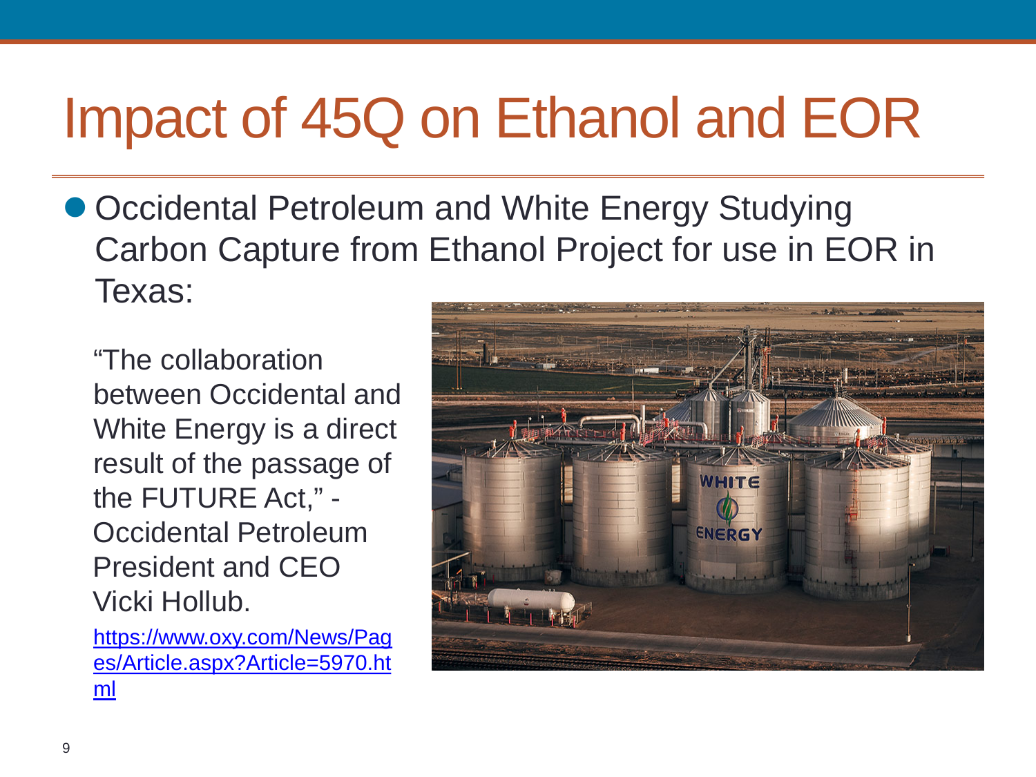# Impact of 45Q on Ethanol and EOR

- Occidental Petroleum and White Energy Studying Carbon Capture from Ethanol Project for use in EOR in Texas:

"The collaboration between Occidental and White Energy is a direct result of the passage of the FUTURE Act," - Occidental Petroleum President and CEO Vicki Hollub.

https://www.oxy.com/News/Pages/Article.aspx?Article=5970.html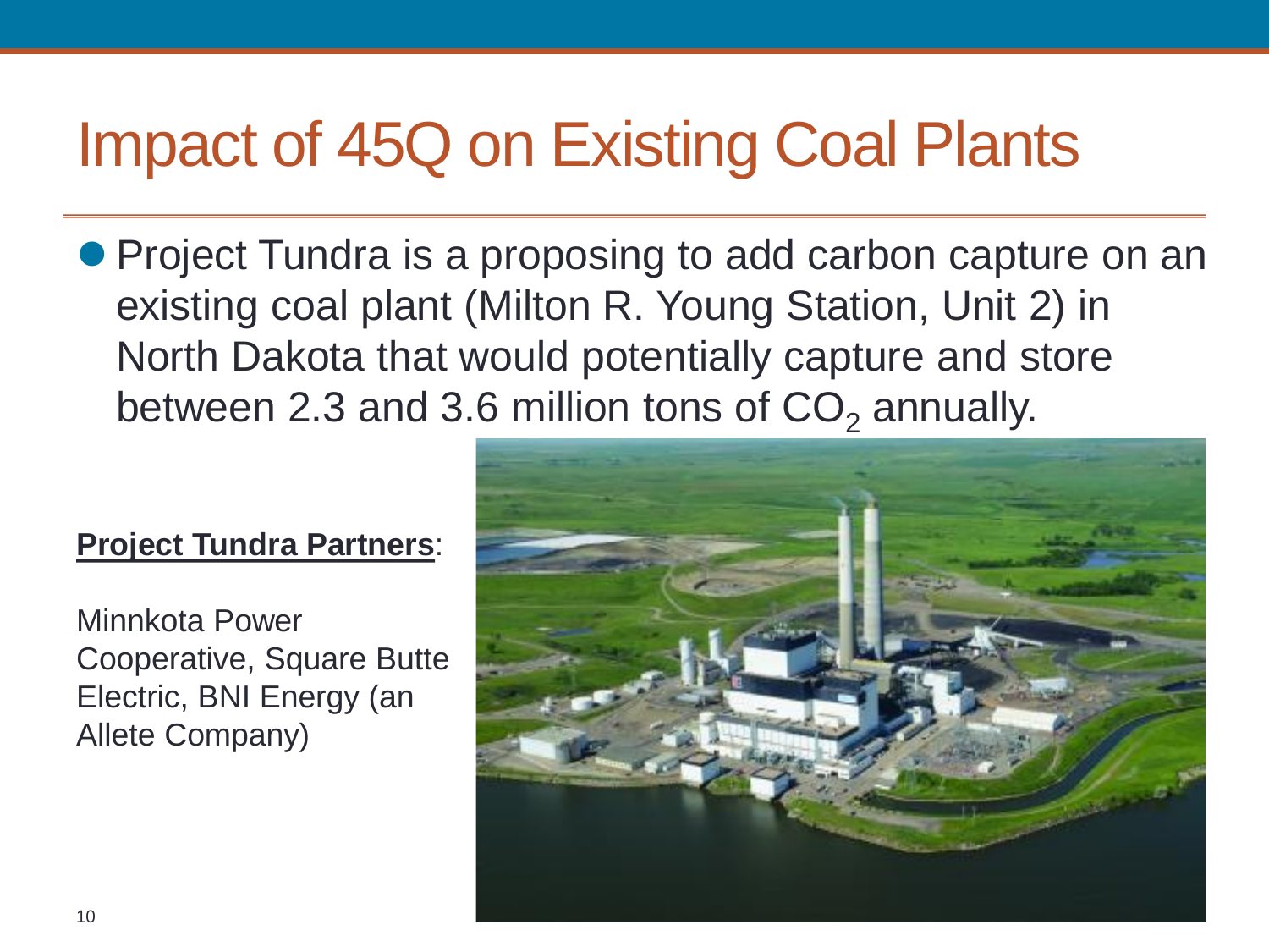# Impact of 45Q on Existing Coal Plants

- Project Tundra is a proposing to add carbon capture on an existing coal plant (Milton R. Young Station, Unit 2) in North Dakota that would potentially capture and store between 2.3 and 3.6 million tons of $CO_2$ annually.

**Project Tundra Partners**:

Minnkota Power Cooperative, Square Butte Electric, BNI Energy (an Allete Company)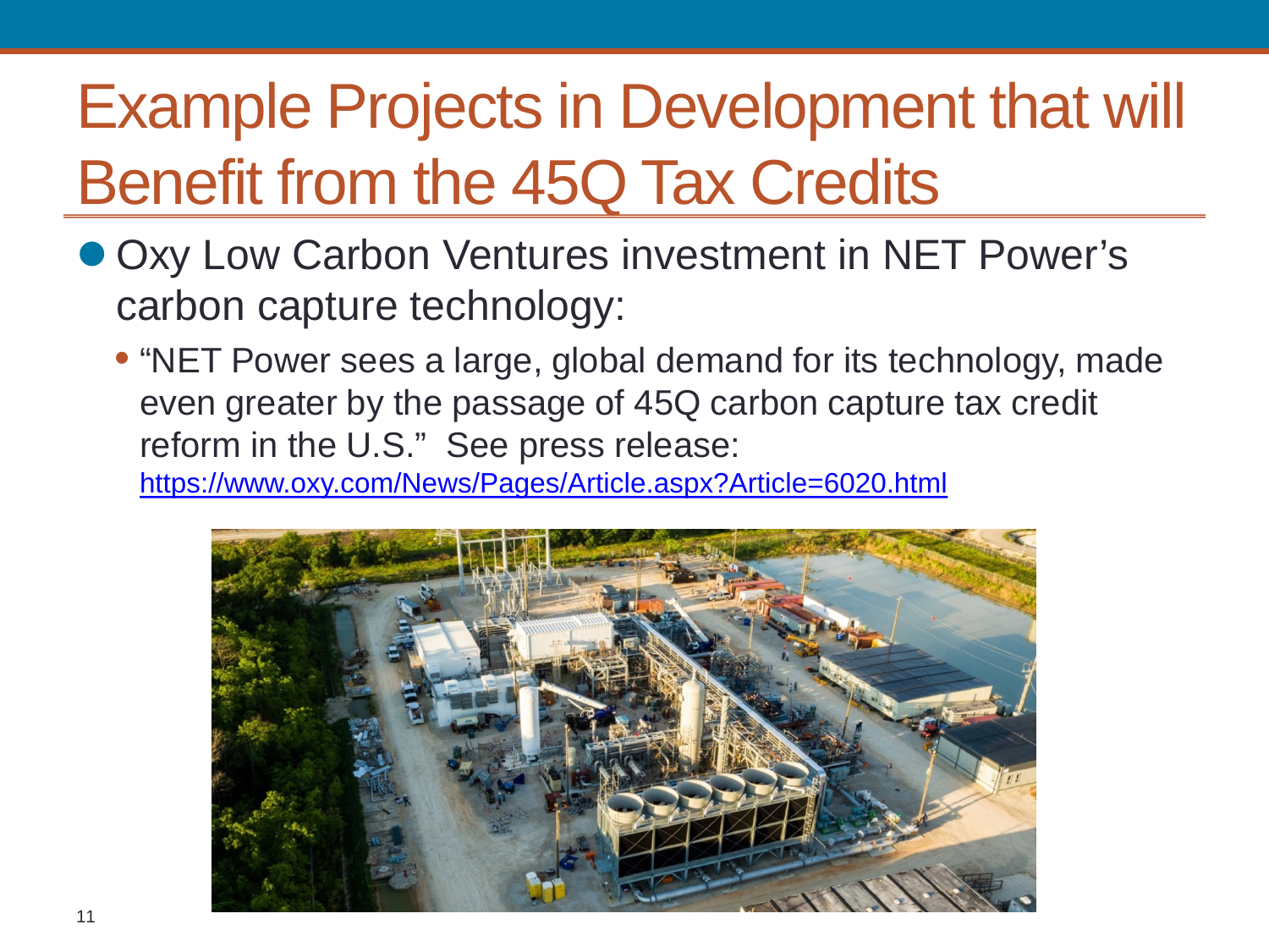# Example Projects in Development that will Benefit from the 45Q Tax Credits

- Oxy Low Carbon Ventures investment in NET Power's carbon capture technology:
  - "NET Power sees a large, global demand for its technology, made even greater by the passage of 45Q carbon capture tax credit reform in the U.S." See press release: https://www.oxy.com/News/Pages/Article.aspx?Article=6020.html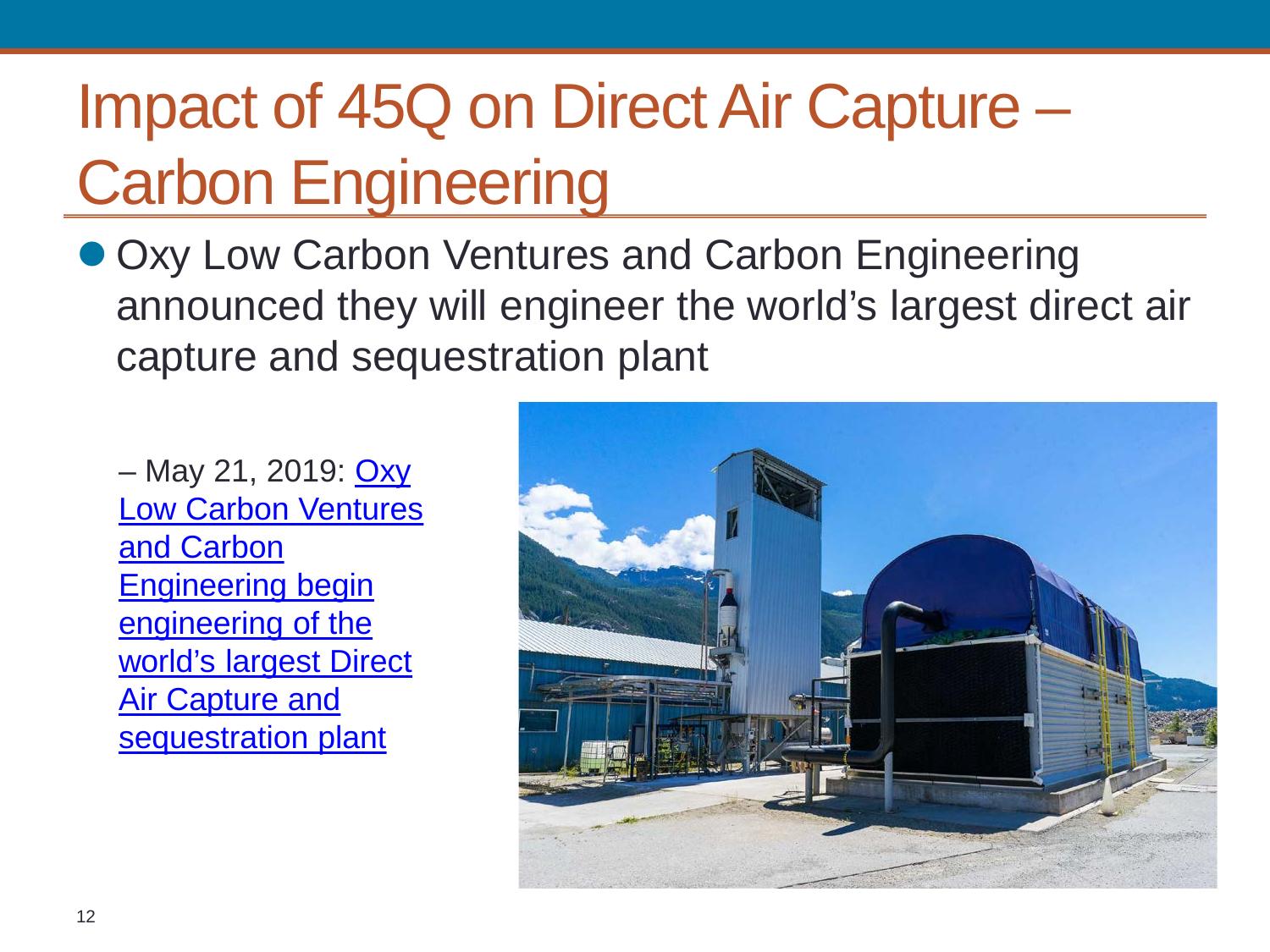# Impact of 45Q on Direct Air Capture – Carbon Engineering

- Oxy Low Carbon Ventures and Carbon Engineering announced they will engineer the world's largest direct air capture and sequestration plant

  – May 21, 2019: Oxy Low Carbon Ventures and Carbon Engineering begin engineering of the world's largest Direct Air Capture and sequestration plant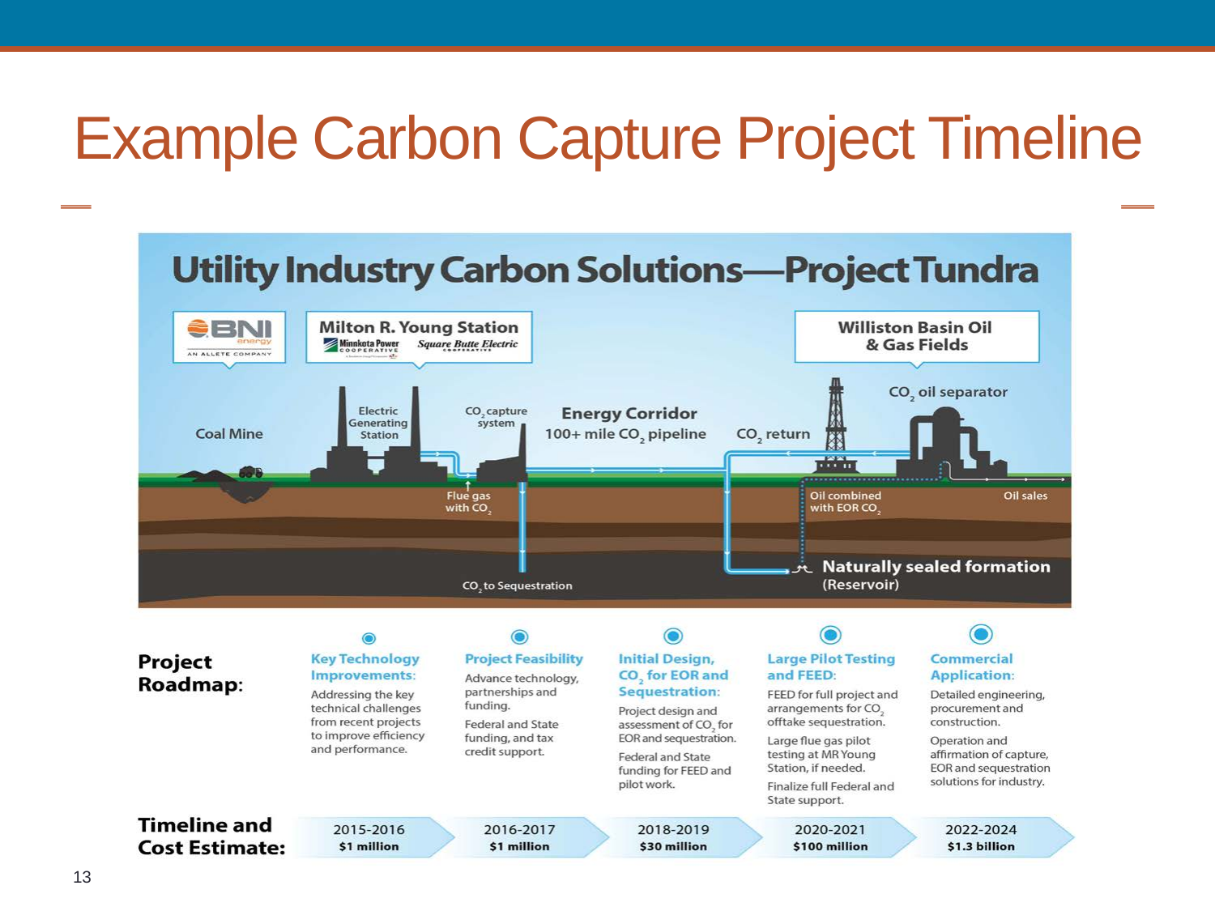# Example Carbon Capture Project Timeline

## Utility Industry Carbon Solutions—Project Tundra

BNI energy — AN ALLETE COMPANY

Milton R. Young Station — Minnkota Power Cooperative — Square Butte Electric Cooperative

Williston Basin Oil & Gas Fields

Coal Mine

Electric Generating Station

$CO_2$ capture system

Energy Corridor — 100+ mile $CO_2$ pipeline

$CO_2$ return

$CO_2$ oil separator

Flue gas with $CO_2$

$CO_2$ to Sequestration

Oil combined with EOR $CO_2$

Oil sales

Naturally sealed formation (Reservoir)

**Project Roadmap:**

| Key Technology Improvements: | Project Feasibility | Initial Design, $CO_2$ for EOR and Sequestration: | Large Pilot Testing and FEED: | Commercial Application: |
|---|---|---|---|---|
| Addressing the key technical challenges from recent projects to improve efficiency and performance. | Advance technology, partnerships and funding. Federal and State funding, and tax credit support. | Project design and assessment of $CO_2$ for EOR and sequestration. Federal and State funding for FEED and pilot work. | FEED for full project and arrangements for $CO_2$ offtake sequestration. Large flue gas pilot testing at MR Young Station, if needed. Finalize full Federal and State support. | Detailed engineering, procurement and construction. Operation and affirmation of capture, EOR and sequestration solutions for industry. |

**Timeline and Cost Estimate:**

| 2015-2016 | 2016-2017 | 2018-2019 | 2020-2021 | 2022-2024 |
|---|---|---|---|---|
| $1 million | $1 million | $30 million | $100 million | $1.3 billion |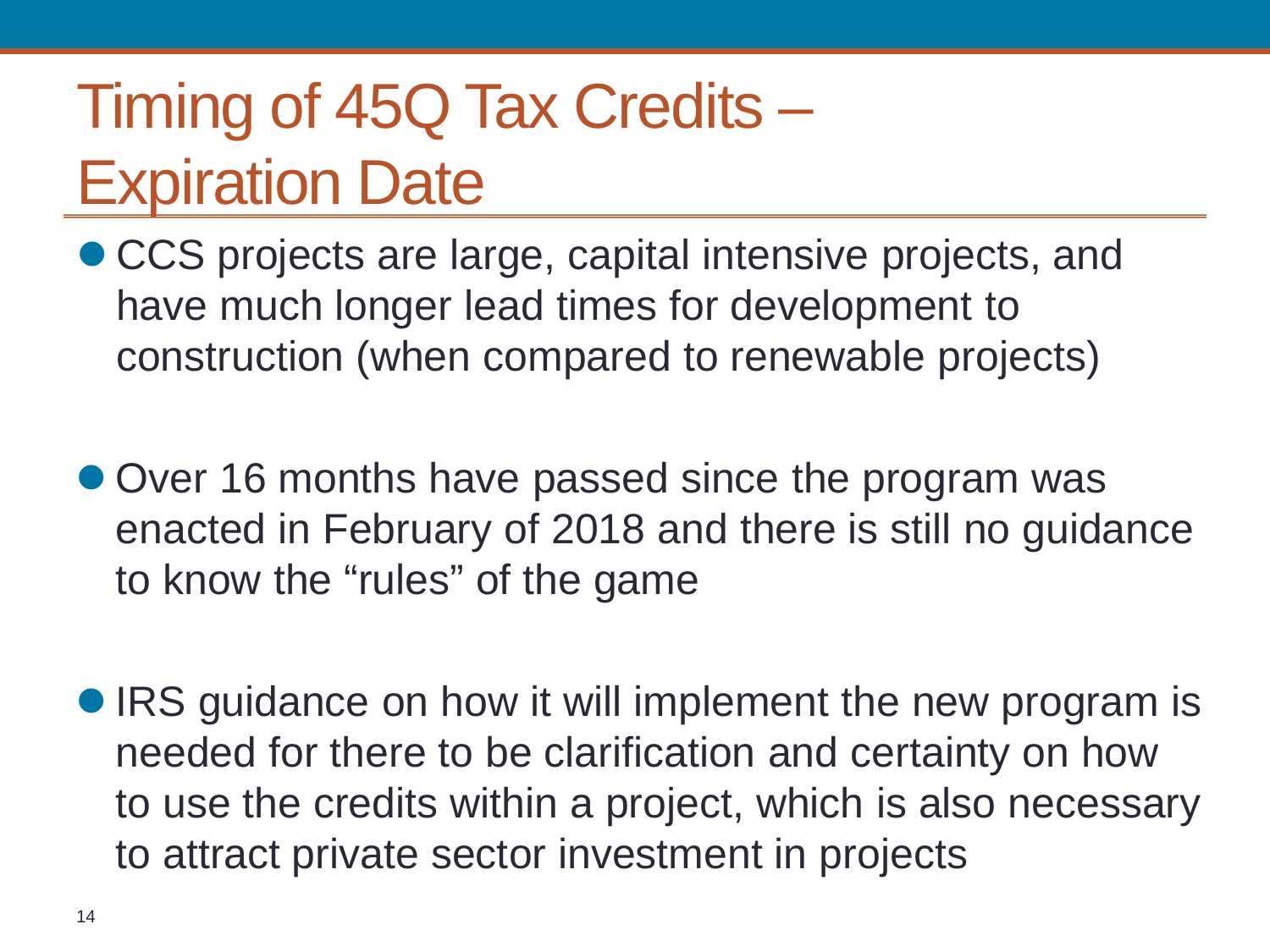# Timing of 45Q Tax Credits – Expiration Date

- CCS projects are large, capital intensive projects, and have much longer lead times for development to construction (when compared to renewable projects)

- Over 16 months have passed since the program was enacted in February of 2018 and there is still no guidance to know the “rules” of the game

- IRS guidance on how it will implement the new program is needed for there to be clarification and certainty on how to use the credits within a project, which is also necessary to attract private sector investment in projects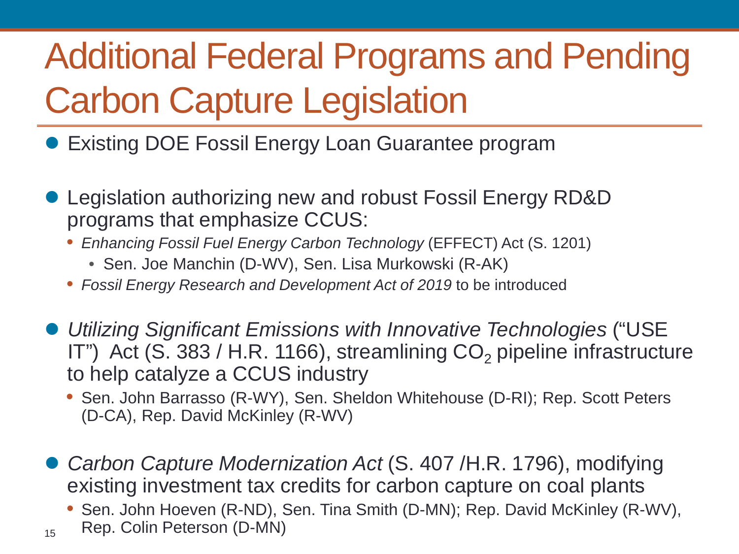# Additional Federal Programs and Pending Carbon Capture Legislation

- Existing DOE Fossil Energy Loan Guarantee program

- Legislation authorizing new and robust Fossil Energy RD&D programs that emphasize CCUS:
  - *Enhancing Fossil Fuel Energy Carbon Technology* (EFFECT) Act (S. 1201)
    - Sen. Joe Manchin (D-WV), Sen. Lisa Murkowski (R-AK)
  - *Fossil Energy Research and Development Act of 2019* to be introduced

- *Utilizing Significant Emissions with Innovative Technologies* ("USE IT") Act (S. 383 / H.R. 1166), streamlining $CO_2$ pipeline infrastructure to help catalyze a CCUS industry
  - Sen. John Barrasso (R-WY), Sen. Sheldon Whitehouse (D-RI); Rep. Scott Peters (D-CA), Rep. David McKinley (R-WV)

- *Carbon Capture Modernization Act* (S. 407 /H.R. 1796), modifying existing investment tax credits for carbon capture on coal plants
  - Sen. John Hoeven (R-ND), Sen. Tina Smith (D-MN); Rep. David McKinley (R-WV), Rep. Colin Peterson (D-MN)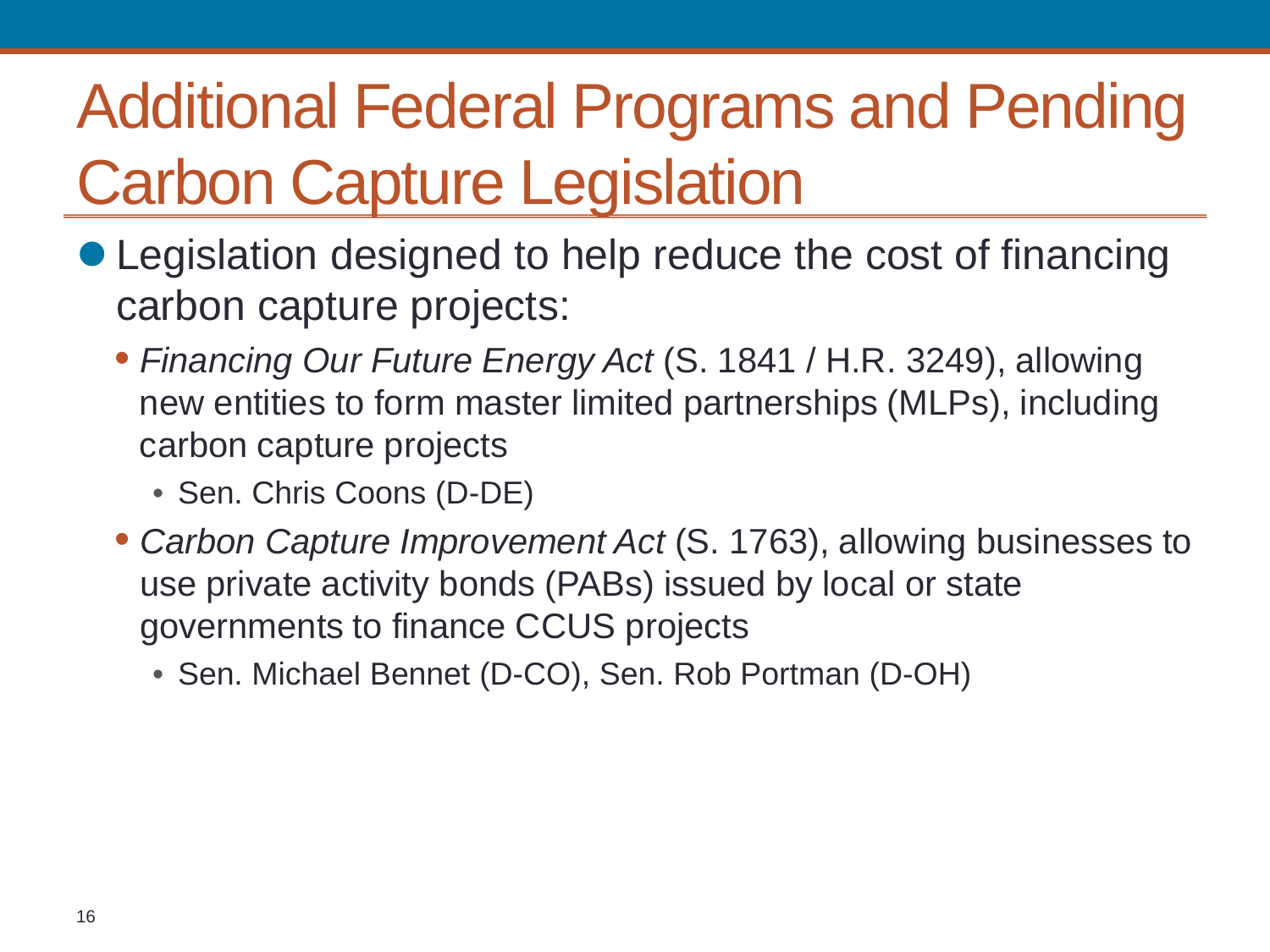# Additional Federal Programs and Pending Carbon Capture Legislation

- Legislation designed to help reduce the cost of financing carbon capture projects:
  - *Financing Our Future Energy Act* (S. 1841 / H.R. 3249), allowing new entities to form master limited partnerships (MLPs), including carbon capture projects
    - Sen. Chris Coons (D-DE)
  - *Carbon Capture Improvement Act* (S. 1763), allowing businesses to use private activity bonds (PABs) issued by local or state governments to finance CCUS projects
    - Sen. Michael Bennet (D-CO), Sen. Rob Portman (D-OH)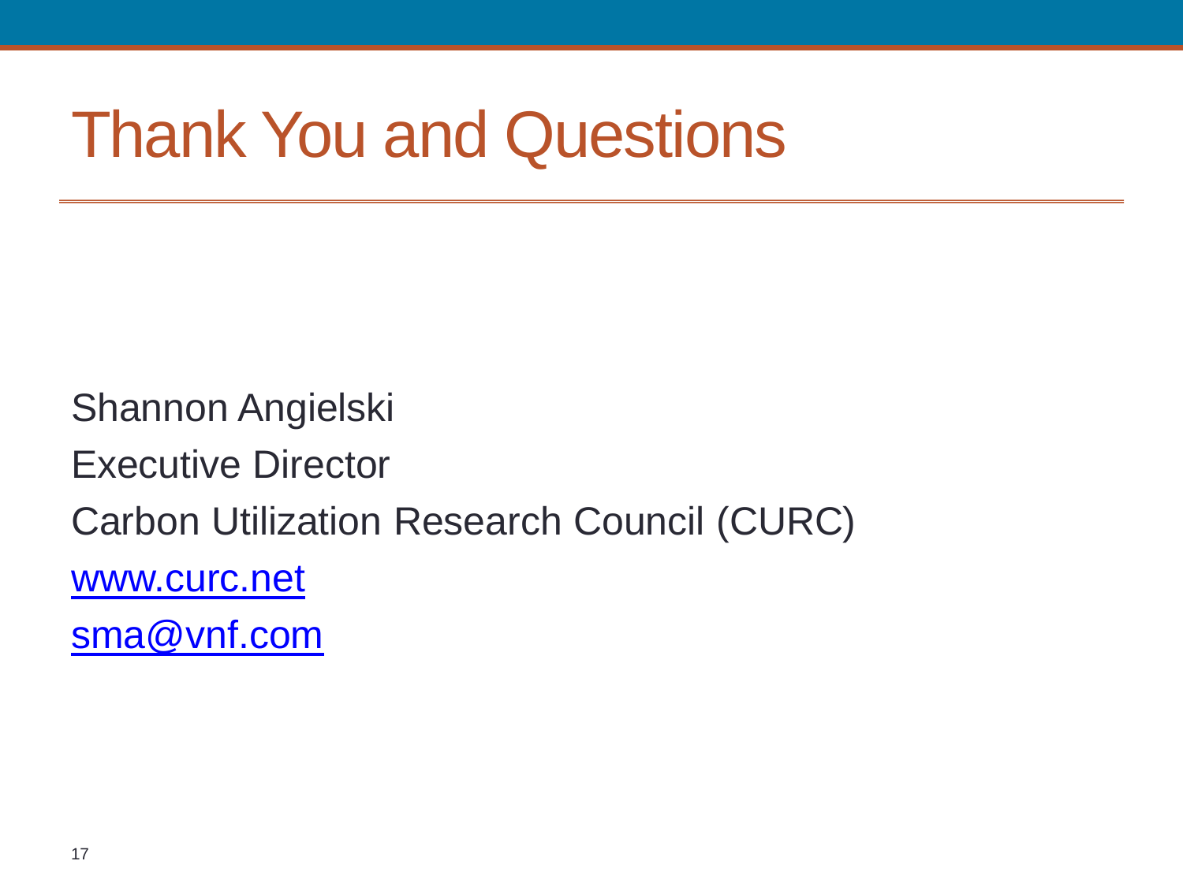# Thank You and Questions

Shannon Angielski

Executive Director

Carbon Utilization Research Council (CURC)

www.curc.net

sma@vnf.com